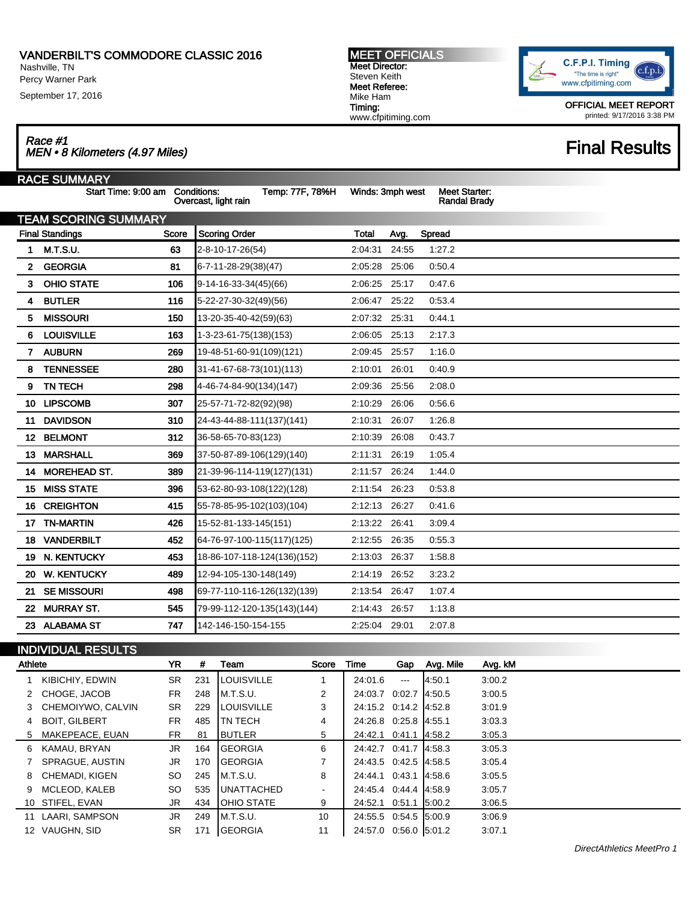# VANDERBILT'S COMMODORE CLASSIC 2016

Nashville, TN
Percy Warner Park
September 17, 2016

**MEET OFFICIALS**
**Meet Director:** Steven Keith
**Meet Referee:** Mike Ham
**Timing:** www.cfpitiming.com

C.F.P.I. Timing "The time is right" www.cfpitiming.com

OFFICIAL MEET REPORT
printed: 9/17/2016 3:38 PM

## *Race #1*
## *MEN • 8 Kilometers (4.97 Miles)*

# Final Results

## RACE SUMMARY

Start Time: 9:00 am | Conditions: Overcast, light rain | Temp: 77F, 78%H | Winds: 3mph west | Meet Starter: Randal Brady

## TEAM SCORING SUMMARY

| Final Standings | | Score | Scoring Order | Total | Avg. | Spread |
|---|---|---|---|---|---|---|
| 1 | M.T.S.U. | 63 | 2-8-10-17-26(54) | 2:04:31 | 24:55 | 1:27.2 |
| 2 | GEORGIA | 81 | 6-7-11-28-29(38)(47) | 2:05:28 | 25:06 | 0:50.4 |
| 3 | OHIO STATE | 106 | 9-14-16-33-34(45)(66) | 2:06:25 | 25:17 | 0:47.6 |
| 4 | BUTLER | 116 | 5-22-27-30-32(49)(56) | 2:06:47 | 25:22 | 0:53.4 |
| 5 | MISSOURI | 150 | 13-20-35-40-42(59)(63) | 2:07:32 | 25:31 | 0:44.1 |
| 6 | LOUISVILLE | 163 | 1-3-23-61-75(138)(153) | 2:06:05 | 25:13 | 2:17.3 |
| 7 | AUBURN | 269 | 19-48-51-60-91(109)(121) | 2:09:45 | 25:57 | 1:16.0 |
| 8 | TENNESSEE | 280 | 31-41-67-68-73(101)(113) | 2:10:01 | 26:01 | 0:40.9 |
| 9 | TN TECH | 298 | 4-46-74-84-90(134)(147) | 2:09:36 | 25:56 | 2:08.0 |
| 10 | LIPSCOMB | 307 | 25-57-71-72-82(92)(98) | 2:10:29 | 26:06 | 0:56.6 |
| 11 | DAVIDSON | 310 | 24-43-44-88-111(137)(141) | 2:10:31 | 26:07 | 1:26.8 |
| 12 | BELMONT | 312 | 36-58-65-70-83(123) | 2:10:39 | 26:08 | 0:43.7 |
| 13 | MARSHALL | 369 | 37-50-87-89-106(129)(140) | 2:11:31 | 26:19 | 1:05.4 |
| 14 | MOREHEAD ST. | 389 | 21-39-96-114-119(127)(131) | 2:11:57 | 26:24 | 1:44.0 |
| 15 | MISS STATE | 396 | 53-62-80-93-108(122)(128) | 2:11:54 | 26:23 | 0:53.8 |
| 16 | CREIGHTON | 415 | 55-78-85-95-102(103)(104) | 2:12:13 | 26:27 | 0:41.6 |
| 17 | TN-MARTIN | 426 | 15-52-81-133-145(151) | 2:13:22 | 26:41 | 3:09.4 |
| 18 | VANDERBILT | 452 | 64-76-97-100-115(117)(125) | 2:12:55 | 26:35 | 0:55.3 |
| 19 | N. KENTUCKY | 453 | 18-86-107-118-124(136)(152) | 2:13:03 | 26:37 | 1:58.8 |
| 20 | W. KENTUCKY | 489 | 12-94-105-130-148(149) | 2:14:19 | 26:52 | 3:23.2 |
| 21 | SE MISSOURI | 498 | 69-77-110-116-126(132)(139) | 2:13:54 | 26:47 | 1:07.4 |
| 22 | MURRAY ST. | 545 | 79-99-112-120-135(143)(144) | 2:14:43 | 26:57 | 1:13.8 |
| 23 | ALABAMA ST | 747 | 142-146-150-154-155 | 2:25:04 | 29:01 | 2:07.8 |

## INDIVIDUAL RESULTS

| | Athlete | YR | # | Team | Score | Time | Gap | Avg. Mile | Avg. kM |
|---|---|---|---|---|---|---|---|---|---|
| 1 | KIBICHIY, EDWIN | SR | 231 | LOUISVILLE | 1 | 24:01.6 | --- | 4:50.1 | 3:00.2 |
| 2 | CHOGE, JACOB | FR | 248 | M.T.S.U. | 2 | 24:03.7 | 0:02.7 | 4:50.5 | 3:00.5 |
| 3 | CHEMOIYWO, CALVIN | SR | 229 | LOUISVILLE | 3 | 24:15.2 | 0:14.2 | 4:52.8 | 3:01.9 |
| 4 | BOIT, GILBERT | FR | 485 | TN TECH | 4 | 24:26.8 | 0:25.8 | 4:55.1 | 3:03.3 |
| 5 | MAKEPEACE, EUAN | FR | 81 | BUTLER | 5 | 24:42.1 | 0:41.1 | 4:58.2 | 3:05.3 |
| 6 | KAMAU, BRYAN | JR | 164 | GEORGIA | 6 | 24:42.7 | 0:41.7 | 4:58.3 | 3:05.3 |
| 7 | SPRAGUE, AUSTIN | JR | 170 | GEORGIA | 7 | 24:43.5 | 0:42.5 | 4:58.5 | 3:05.4 |
| 8 | CHEMADI, KIGEN | SO | 245 | M.T.S.U. | 8 | 24:44.1 | 0:43.1 | 4:58.6 | 3:05.5 |
| 9 | MCLEOD, KALEB | SO | 535 | UNATTACHED | - | 24:45.4 | 0:44.4 | 4:58.9 | 3:05.7 |
| 10 | STIFEL, EVAN | JR | 434 | OHIO STATE | 9 | 24:52.1 | 0:51.1 | 5:00.2 | 3:06.5 |
| 11 | LAARI, SAMPSON | JR | 249 | M.T.S.U. | 10 | 24:55.5 | 0:54.5 | 5:00.9 | 3:06.9 |
| 12 | VAUGHN, SID | SR | 171 | GEORGIA | 11 | 24:57.0 | 0:56.0 | 5:01.2 | 3:07.1 |

*DirectAthletics MeetPro 1*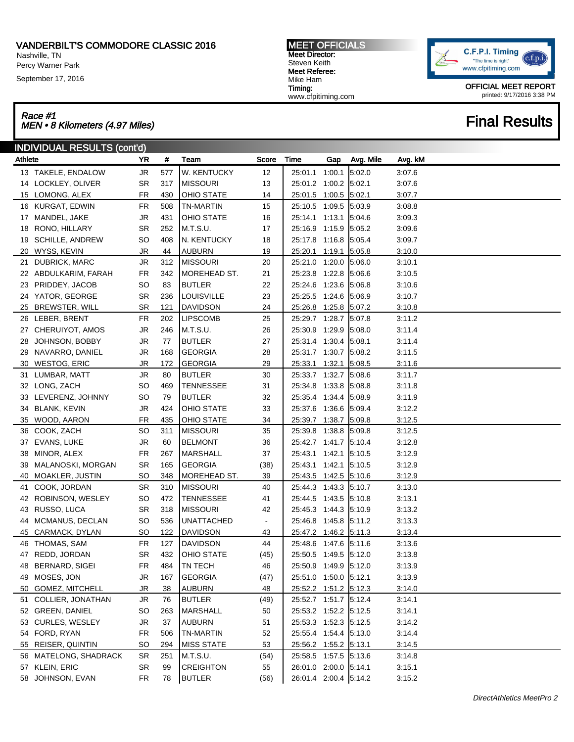# VANDERBILT'S COMMODORE CLASSIC 2016

Nashville, TN
Percy Warner Park
September 17, 2016

**MEET OFFICIALS**
**Meet Director:** Steven Keith
**Meet Referee:** Mike Ham
**Timing:** www.cfpitiming.com

C.F.P.I. Timing — "The time is right" — www.cfpitiming.com

OFFICIAL MEET REPORT
printed: 9/17/2016 3:38 PM

## *Race #1*
## *MEN • 8 Kilometers (4.97 Miles)*

# Final Results

### INDIVIDUAL RESULTS (cont'd)

| Athlete | YR | # | Team | Score | Time | Gap | Avg. Mile | Avg. kM |
|---|---|---|---|---|---|---|---|---|
| 13 TAKELE, ENDALOW | JR | 577 | W. KENTUCKY | 12 | 25:01.1 | 1:00.1 | 5:02.0 | 3:07.6 |
| 14 LOCKLEY, OLIVER | SR | 317 | MISSOURI | 13 | 25:01.2 | 1:00.2 | 5:02.1 | 3:07.6 |
| 15 LOMONG, ALEX | FR | 430 | OHIO STATE | 14 | 25:01.5 | 1:00.5 | 5:02.1 | 3:07.7 |
| 16 KURGAT, EDWIN | FR | 508 | TN-MARTIN | 15 | 25:10.5 | 1:09.5 | 5:03.9 | 3:08.8 |
| 17 MANDEL, JAKE | JR | 431 | OHIO STATE | 16 | 25:14.1 | 1:13.1 | 5:04.6 | 3:09.3 |
| 18 RONO, HILLARY | SR | 252 | M.T.S.U. | 17 | 25:16.9 | 1:15.9 | 5:05.2 | 3:09.6 |
| 19 SCHILLE, ANDREW | SO | 408 | N. KENTUCKY | 18 | 25:17.8 | 1:16.8 | 5:05.4 | 3:09.7 |
| 20 WYSS, KEVIN | JR | 44 | AUBURN | 19 | 25:20.1 | 1:19.1 | 5:05.8 | 3:10.0 |
| 21 DUBRICK, MARC | JR | 312 | MISSOURI | 20 | 25:21.0 | 1:20.0 | 5:06.0 | 3:10.1 |
| 22 ABDULKARIM, FARAH | FR | 342 | MOREHEAD ST. | 21 | 25:23.8 | 1:22.8 | 5:06.6 | 3:10.5 |
| 23 PRIDDEY, JACOB | SO | 83 | BUTLER | 22 | 25:24.6 | 1:23.6 | 5:06.8 | 3:10.6 |
| 24 YATOR, GEORGE | SR | 236 | LOUISVILLE | 23 | 25:25.5 | 1:24.6 | 5:06.9 | 3:10.7 |
| 25 BREWSTER, WILL | SR | 121 | DAVIDSON | 24 | 25:26.8 | 1:25.8 | 5:07.2 | 3:10.8 |
| 26 LEBER, BRENT | FR | 202 | LIPSCOMB | 25 | 25:29.7 | 1:28.7 | 5:07.8 | 3:11.2 |
| 27 CHERUIYOT, AMOS | JR | 246 | M.T.S.U. | 26 | 25:30.9 | 1:29.9 | 5:08.0 | 3:11.4 |
| 28 JOHNSON, BOBBY | JR | 77 | BUTLER | 27 | 25:31.4 | 1:30.4 | 5:08.1 | 3:11.4 |
| 29 NAVARRO, DANIEL | JR | 168 | GEORGIA | 28 | 25:31.7 | 1:30.7 | 5:08.2 | 3:11.5 |
| 30 WESTOG, ERIC | JR | 172 | GEORGIA | 29 | 25:33.1 | 1:32.1 | 5:08.5 | 3:11.6 |
| 31 LUMBAR, MATT | JR | 80 | BUTLER | 30 | 25:33.7 | 1:32.7 | 5:08.6 | 3:11.7 |
| 32 LONG, ZACH | SO | 469 | TENNESSEE | 31 | 25:34.8 | 1:33.8 | 5:08.8 | 3:11.8 |
| 33 LEVERENZ, JOHNNY | SO | 79 | BUTLER | 32 | 25:35.4 | 1:34.4 | 5:08.9 | 3:11.9 |
| 34 BLANK, KEVIN | JR | 424 | OHIO STATE | 33 | 25:37.6 | 1:36.6 | 5:09.4 | 3:12.2 |
| 35 WOOD, AARON | FR | 435 | OHIO STATE | 34 | 25:39.7 | 1:38.7 | 5:09.8 | 3:12.5 |
| 36 COOK, ZACH | SO | 311 | MISSOURI | 35 | 25:39.8 | 1:38.8 | 5:09.8 | 3:12.5 |
| 37 EVANS, LUKE | JR | 60 | BELMONT | 36 | 25:42.7 | 1:41.7 | 5:10.4 | 3:12.8 |
| 38 MINOR, ALEX | FR | 267 | MARSHALL | 37 | 25:43.1 | 1:42.1 | 5:10.5 | 3:12.9 |
| 39 MALANOSKI, MORGAN | SR | 165 | GEORGIA | (38) | 25:43.1 | 1:42.1 | 5:10.5 | 3:12.9 |
| 40 MOAKLER, JUSTIN | SO | 348 | MOREHEAD ST. | 39 | 25:43.5 | 1:42.5 | 5:10.6 | 3:12.9 |
| 41 COOK, JORDAN | SR | 310 | MISSOURI | 40 | 25:44.3 | 1:43.3 | 5:10.7 | 3:13.0 |
| 42 ROBINSON, WESLEY | SO | 472 | TENNESSEE | 41 | 25:44.5 | 1:43.5 | 5:10.8 | 3:13.1 |
| 43 RUSSO, LUCA | SR | 318 | MISSOURI | 42 | 25:45.3 | 1:44.3 | 5:10.9 | 3:13.2 |
| 44 MCMANUS, DECLAN | SO | 536 | UNATTACHED | - | 25:46.8 | 1:45.8 | 5:11.2 | 3:13.3 |
| 45 CARMACK, DYLAN | SO | 122 | DAVIDSON | 43 | 25:47.2 | 1:46.2 | 5:11.3 | 3:13.4 |
| 46 THOMAS, SAM | FR | 127 | DAVIDSON | 44 | 25:48.6 | 1:47.6 | 5:11.6 | 3:13.6 |
| 47 REDD, JORDAN | SR | 432 | OHIO STATE | (45) | 25:50.5 | 1:49.5 | 5:12.0 | 3:13.8 |
| 48 BERNARD, SIGEI | FR | 484 | TN TECH | 46 | 25:50.9 | 1:49.9 | 5:12.0 | 3:13.9 |
| 49 MOSES, JON | JR | 167 | GEORGIA | (47) | 25:51.0 | 1:50.0 | 5:12.1 | 3:13.9 |
| 50 GOMEZ, MITCHELL | JR | 38 | AUBURN | 48 | 25:52.2 | 1:51.2 | 5:12.3 | 3:14.0 |
| 51 COLLIER, JONATHAN | JR | 76 | BUTLER | (49) | 25:52.7 | 1:51.7 | 5:12.4 | 3:14.1 |
| 52 GREEN, DANIEL | SO | 263 | MARSHALL | 50 | 25:53.2 | 1:52.2 | 5:12.5 | 3:14.1 |
| 53 CURLES, WESLEY | JR | 37 | AUBURN | 51 | 25:53.3 | 1:52.3 | 5:12.5 | 3:14.2 |
| 54 FORD, RYAN | FR | 506 | TN-MARTIN | 52 | 25:55.4 | 1:54.4 | 5:13.0 | 3:14.4 |
| 55 REISER, QUINTIN | SO | 294 | MISS STATE | 53 | 25:56.2 | 1:55.2 | 5:13.1 | 3:14.5 |
| 56 MATELONG, SHADRACK | SR | 251 | M.T.S.U. | (54) | 25:58.5 | 1:57.5 | 5:13.6 | 3:14.8 |
| 57 KLEIN, ERIC | SR | 99 | CREIGHTON | 55 | 26:01.0 | 2:00.0 | 5:14.1 | 3:15.1 |
| 58 JOHNSON, EVAN | FR | 78 | BUTLER | (56) | 26:01.4 | 2:00.4 | 5:14.2 | 3:15.2 |

*DirectAthletics MeetPro 2*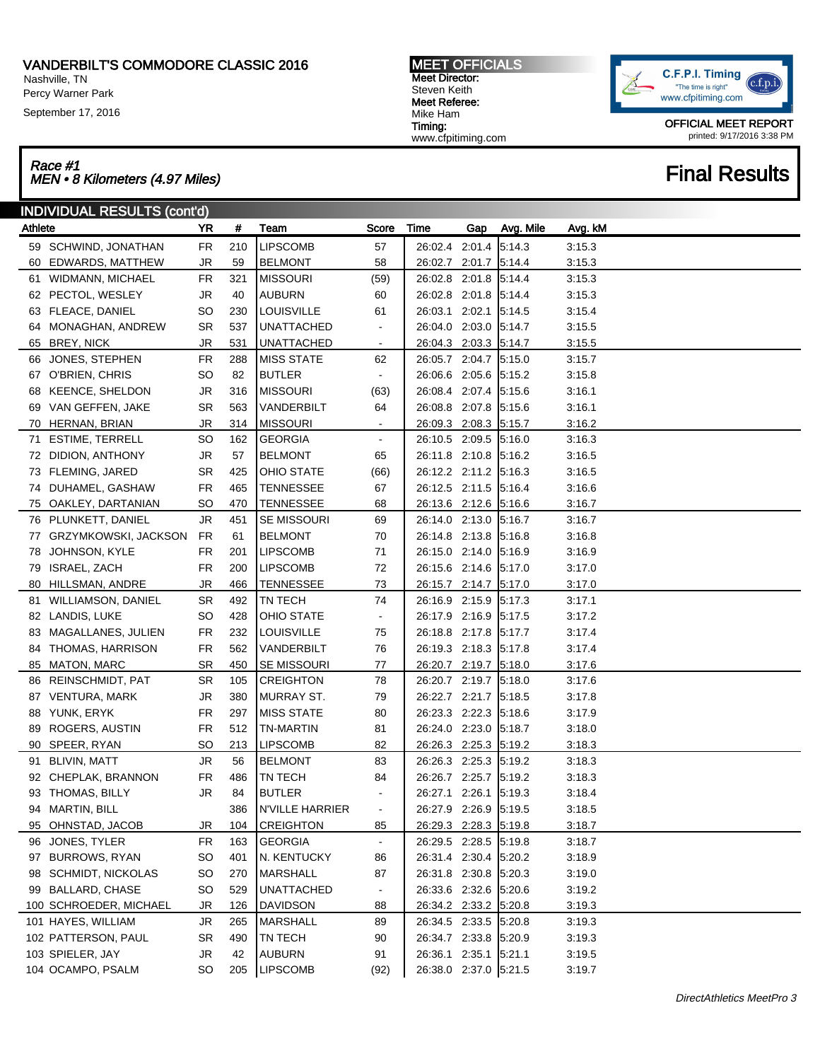# VANDERBILT'S COMMODORE CLASSIC 2016

Nashville, TN
Percy Warner Park
September 17, 2016

**MEET OFFICIALS**
**Meet Director:** Steven Keith
**Meet Referee:** Mike Ham
**Timing:** www.cfpitiming.com

C.F.P.I. Timing
"The time is right"
www.cfpitiming.com

OFFICIAL MEET REPORT
printed: 9/17/2016 3:38 PM

## *Race #1*
## *MEN • 8 Kilometers (4.97 Miles)*

# Final Results

### INDIVIDUAL RESULTS (cont'd)

| Athlete | YR | # | Team | Score | Time | Gap | Avg. Mile | Avg. kM |
|---|---|---|---|---|---|---|---|---|
| 59 SCHWIND, JONATHAN | FR | 210 | LIPSCOMB | 57 | 26:02.4 | 2:01.4 | 5:14.3 | 3:15.3 |
| 60 EDWARDS, MATTHEW | JR | 59 | BELMONT | 58 | 26:02.7 | 2:01.7 | 5:14.4 | 3:15.3 |
| 61 WIDMANN, MICHAEL | FR | 321 | MISSOURI | (59) | 26:02.8 | 2:01.8 | 5:14.4 | 3:15.3 |
| 62 PECTOL, WESLEY | JR | 40 | AUBURN | 60 | 26:02.8 | 2:01.8 | 5:14.4 | 3:15.3 |
| 63 FLEACE, DANIEL | SO | 230 | LOUISVILLE | 61 | 26:03.1 | 2:02.1 | 5:14.5 | 3:15.4 |
| 64 MONAGHAN, ANDREW | SR | 537 | UNATTACHED | - | 26:04.0 | 2:03.0 | 5:14.7 | 3:15.5 |
| 65 BREY, NICK | JR | 531 | UNATTACHED | - | 26:04.3 | 2:03.3 | 5:14.7 | 3:15.5 |
| 66 JONES, STEPHEN | FR | 288 | MISS STATE | 62 | 26:05.7 | 2:04.7 | 5:15.0 | 3:15.7 |
| 67 O'BRIEN, CHRIS | SO | 82 | BUTLER | - | 26:06.6 | 2:05.6 | 5:15.2 | 3:15.8 |
| 68 KEENCE, SHELDON | JR | 316 | MISSOURI | (63) | 26:08.4 | 2:07.4 | 5:15.6 | 3:16.1 |
| 69 VAN GEFFEN, JAKE | SR | 563 | VANDERBILT | 64 | 26:08.8 | 2:07.8 | 5:15.6 | 3:16.1 |
| 70 HERNAN, BRIAN | JR | 314 | MISSOURI | - | 26:09.3 | 2:08.3 | 5:15.7 | 3:16.2 |
| 71 ESTIME, TERRELL | SO | 162 | GEORGIA | - | 26:10.5 | 2:09.5 | 5:16.0 | 3:16.3 |
| 72 DIDION, ANTHONY | JR | 57 | BELMONT | 65 | 26:11.8 | 2:10.8 | 5:16.2 | 3:16.5 |
| 73 FLEMING, JARED | SR | 425 | OHIO STATE | (66) | 26:12.2 | 2:11.2 | 5:16.3 | 3:16.5 |
| 74 DUHAMEL, GASHAW | FR | 465 | TENNESSEE | 67 | 26:12.5 | 2:11.5 | 5:16.4 | 3:16.6 |
| 75 OAKLEY, DARTANIAN | SO | 470 | TENNESSEE | 68 | 26:13.6 | 2:12.6 | 5:16.6 | 3:16.7 |
| 76 PLUNKETT, DANIEL | JR | 451 | SE MISSOURI | 69 | 26:14.0 | 2:13.0 | 5:16.7 | 3:16.7 |
| 77 GRZYMKOWSKI, JACKSON | FR | 61 | BELMONT | 70 | 26:14.8 | 2:13.8 | 5:16.8 | 3:16.8 |
| 78 JOHNSON, KYLE | FR | 201 | LIPSCOMB | 71 | 26:15.0 | 2:14.0 | 5:16.9 | 3:16.9 |
| 79 ISRAEL, ZACH | FR | 200 | LIPSCOMB | 72 | 26:15.6 | 2:14.6 | 5:17.0 | 3:17.0 |
| 80 HILLSMAN, ANDRE | JR | 466 | TENNESSEE | 73 | 26:15.7 | 2:14.7 | 5:17.0 | 3:17.0 |
| 81 WILLIAMSON, DANIEL | SR | 492 | TN TECH | 74 | 26:16.9 | 2:15.9 | 5:17.3 | 3:17.1 |
| 82 LANDIS, LUKE | SO | 428 | OHIO STATE | - | 26:17.9 | 2:16.9 | 5:17.5 | 3:17.2 |
| 83 MAGALLANES, JULIEN | FR | 232 | LOUISVILLE | 75 | 26:18.8 | 2:17.8 | 5:17.7 | 3:17.4 |
| 84 THOMAS, HARRISON | FR | 562 | VANDERBILT | 76 | 26:19.3 | 2:18.3 | 5:17.8 | 3:17.4 |
| 85 MATON, MARC | SR | 450 | SE MISSOURI | 77 | 26:20.7 | 2:19.7 | 5:18.0 | 3:17.6 |
| 86 REINSCHMIDT, PAT | SR | 105 | CREIGHTON | 78 | 26:20.7 | 2:19.7 | 5:18.0 | 3:17.6 |
| 87 VENTURA, MARK | JR | 380 | MURRAY ST. | 79 | 26:22.7 | 2:21.7 | 5:18.5 | 3:17.8 |
| 88 YUNK, ERYK | FR | 297 | MISS STATE | 80 | 26:23.3 | 2:22.3 | 5:18.6 | 3:17.9 |
| 89 ROGERS, AUSTIN | FR | 512 | TN-MARTIN | 81 | 26:24.0 | 2:23.0 | 5:18.7 | 3:18.0 |
| 90 SPEER, RYAN | SO | 213 | LIPSCOMB | 82 | 26:26.3 | 2:25.3 | 5:19.2 | 3:18.3 |
| 91 BLIVIN, MATT | JR | 56 | BELMONT | 83 | 26:26.3 | 2:25.3 | 5:19.2 | 3:18.3 |
| 92 CHEPLAK, BRANNON | FR | 486 | TN TECH | 84 | 26:26.7 | 2:25.7 | 5:19.2 | 3:18.3 |
| 93 THOMAS, BILLY | JR | 84 | BUTLER | - | 26:27.1 | 2:26.1 | 5:19.3 | 3:18.4 |
| 94 MARTIN, BILL | | 386 | N'VILLE HARRIER | - | 26:27.9 | 2:26.9 | 5:19.5 | 3:18.5 |
| 95 OHNSTAD, JACOB | JR | 104 | CREIGHTON | 85 | 26:29.3 | 2:28.3 | 5:19.8 | 3:18.7 |
| 96 JONES, TYLER | FR | 163 | GEORGIA | - | 26:29.5 | 2:28.5 | 5:19.8 | 3:18.7 |
| 97 BURROWS, RYAN | SO | 401 | N. KENTUCKY | 86 | 26:31.4 | 2:30.4 | 5:20.2 | 3:18.9 |
| 98 SCHMIDT, NICKOLAS | SO | 270 | MARSHALL | 87 | 26:31.8 | 2:30.8 | 5:20.3 | 3:19.0 |
| 99 BALLARD, CHASE | SO | 529 | UNATTACHED | - | 26:33.6 | 2:32.6 | 5:20.6 | 3:19.2 |
| 100 SCHROEDER, MICHAEL | JR | 126 | DAVIDSON | 88 | 26:34.2 | 2:33.2 | 5:20.8 | 3:19.3 |
| 101 HAYES, WILLIAM | JR | 265 | MARSHALL | 89 | 26:34.5 | 2:33.5 | 5:20.8 | 3:19.3 |
| 102 PATTERSON, PAUL | SR | 490 | TN TECH | 90 | 26:34.7 | 2:33.8 | 5:20.9 | 3:19.3 |
| 103 SPIELER, JAY | JR | 42 | AUBURN | 91 | 26:36.1 | 2:35.1 | 5:21.1 | 3:19.5 |
| 104 OCAMPO, PSALM | SO | 205 | LIPSCOMB | (92) | 26:38.0 | 2:37.0 | 5:21.5 | 3:19.7 |

*DirectAthletics MeetPro 3*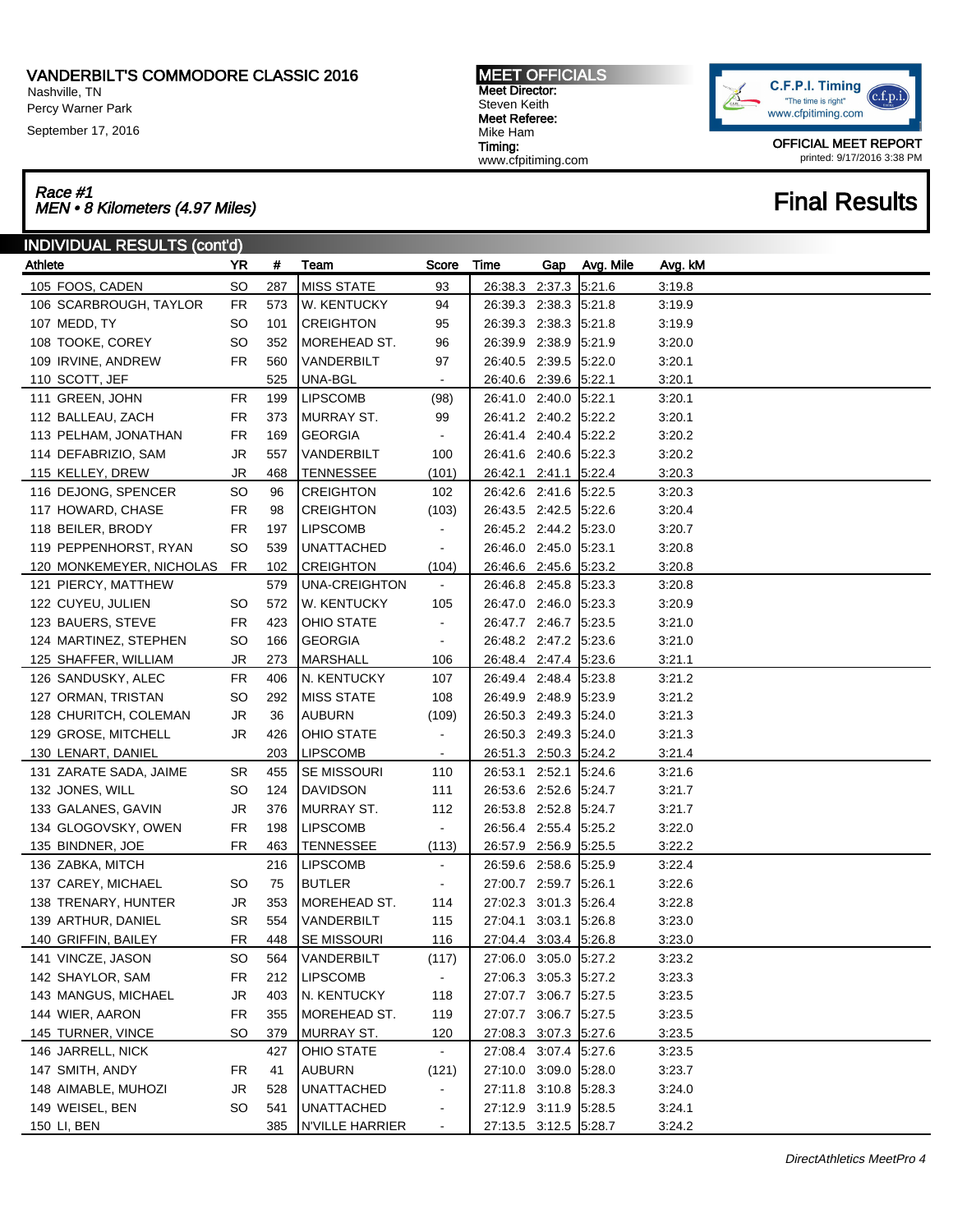# VANDERBILT'S COMMODORE CLASSIC 2016

Nashville, TN
Percy Warner Park
September 17, 2016

**MEET OFFICIALS**
**Meet Director:**
Steven Keith
**Meet Referee:**
Mike Ham
**Timing:**
www.cfpitiming.com

C.F.P.I. Timing "The time is right" www.cfpitiming.com

OFFICIAL MEET REPORT
printed: 9/17/2016 3:38 PM

*Race #1*
*MEN • 8 Kilometers (4.97 Miles)*

## Final Results

### INDIVIDUAL RESULTS (cont'd)

| Athlete | YR | # | Team | Score | Time | Gap | Avg. Mile | Avg. kM |
|---|---|---|---|---|---|---|---|---|
| 105 FOOS, CADEN | SO | 287 | MISS STATE | 93 | 26:38.3 | 2:37.3 | 5:21.6 | 3:19.8 |
| 106 SCARBROUGH, TAYLOR | FR | 573 | W. KENTUCKY | 94 | 26:39.3 | 2:38.3 | 5:21.8 | 3:19.9 |
| 107 MEDD, TY | SO | 101 | CREIGHTON | 95 | 26:39.3 | 2:38.3 | 5:21.8 | 3:19.9 |
| 108 TOOKE, COREY | SO | 352 | MOREHEAD ST. | 96 | 26:39.9 | 2:38.9 | 5:21.9 | 3:20.0 |
| 109 IRVINE, ANDREW | FR | 560 | VANDERBILT | 97 | 26:40.5 | 2:39.5 | 5:22.0 | 3:20.1 |
| 110 SCOTT, JEF | | 525 | UNA-BGL | - | 26:40.6 | 2:39.6 | 5:22.1 | 3:20.1 |
| 111 GREEN, JOHN | FR | 199 | LIPSCOMB | (98) | 26:41.0 | 2:40.0 | 5:22.1 | 3:20.1 |
| 112 BALLEAU, ZACH | FR | 373 | MURRAY ST. | 99 | 26:41.2 | 2:40.2 | 5:22.2 | 3:20.1 |
| 113 PELHAM, JONATHAN | FR | 169 | GEORGIA | - | 26:41.4 | 2:40.4 | 5:22.2 | 3:20.2 |
| 114 DEFABRIZIO, SAM | JR | 557 | VANDERBILT | 100 | 26:41.6 | 2:40.6 | 5:22.3 | 3:20.2 |
| 115 KELLEY, DREW | JR | 468 | TENNESSEE | (101) | 26:42.1 | 2:41.1 | 5:22.4 | 3:20.3 |
| 116 DEJONG, SPENCER | SO | 96 | CREIGHTON | 102 | 26:42.6 | 2:41.6 | 5:22.5 | 3:20.3 |
| 117 HOWARD, CHASE | FR | 98 | CREIGHTON | (103) | 26:43.5 | 2:42.5 | 5:22.6 | 3:20.4 |
| 118 BEILER, BRODY | FR | 197 | LIPSCOMB | - | 26:45.2 | 2:44.2 | 5:23.0 | 3:20.7 |
| 119 PEPPENHORST, RYAN | SO | 539 | UNATTACHED | - | 26:46.0 | 2:45.0 | 5:23.1 | 3:20.8 |
| 120 MONKEMEYER, NICHOLAS | FR | 102 | CREIGHTON | (104) | 26:46.6 | 2:45.6 | 5:23.2 | 3:20.8 |
| 121 PIERCY, MATTHEW | | 579 | UNA-CREIGHTON | - | 26:46.8 | 2:45.8 | 5:23.3 | 3:20.8 |
| 122 CUYEU, JULIEN | SO | 572 | W. KENTUCKY | 105 | 26:47.0 | 2:46.0 | 5:23.3 | 3:20.9 |
| 123 BAUERS, STEVE | FR | 423 | OHIO STATE | - | 26:47.7 | 2:46.7 | 5:23.5 | 3:21.0 |
| 124 MARTINEZ, STEPHEN | SO | 166 | GEORGIA | - | 26:48.2 | 2:47.2 | 5:23.6 | 3:21.0 |
| 125 SHAFFER, WILLIAM | JR | 273 | MARSHALL | 106 | 26:48.4 | 2:47.4 | 5:23.6 | 3:21.1 |
| 126 SANDUSKY, ALEC | FR | 406 | N. KENTUCKY | 107 | 26:49.4 | 2:48.4 | 5:23.8 | 3:21.2 |
| 127 ORMAN, TRISTAN | SO | 292 | MISS STATE | 108 | 26:49.9 | 2:48.9 | 5:23.9 | 3:21.2 |
| 128 CHURITCH, COLEMAN | JR | 36 | AUBURN | (109) | 26:50.3 | 2:49.3 | 5:24.0 | 3:21.3 |
| 129 GROSE, MITCHELL | JR | 426 | OHIO STATE | - | 26:50.3 | 2:49.3 | 5:24.0 | 3:21.3 |
| 130 LENART, DANIEL | | 203 | LIPSCOMB | - | 26:51.3 | 2:50.3 | 5:24.2 | 3:21.4 |
| 131 ZARATE SADA, JAIME | SR | 455 | SE MISSOURI | 110 | 26:53.1 | 2:52.1 | 5:24.6 | 3:21.6 |
| 132 JONES, WILL | SO | 124 | DAVIDSON | 111 | 26:53.6 | 2:52.6 | 5:24.7 | 3:21.7 |
| 133 GALANES, GAVIN | JR | 376 | MURRAY ST. | 112 | 26:53.8 | 2:52.8 | 5:24.7 | 3:21.7 |
| 134 GLOGOVSKY, OWEN | FR | 198 | LIPSCOMB | - | 26:56.4 | 2:55.4 | 5:25.2 | 3:22.0 |
| 135 BINDNER, JOE | FR | 463 | TENNESSEE | (113) | 26:57.9 | 2:56.9 | 5:25.5 | 3:22.2 |
| 136 ZABKA, MITCH | | 216 | LIPSCOMB | - | 26:59.6 | 2:58.6 | 5:25.9 | 3:22.4 |
| 137 CAREY, MICHAEL | SO | 75 | BUTLER | - | 27:00.7 | 2:59.7 | 5:26.1 | 3:22.6 |
| 138 TRENARY, HUNTER | JR | 353 | MOREHEAD ST. | 114 | 27:02.3 | 3:01.3 | 5:26.4 | 3:22.8 |
| 139 ARTHUR, DANIEL | SR | 554 | VANDERBILT | 115 | 27:04.1 | 3:03.1 | 5:26.8 | 3:23.0 |
| 140 GRIFFIN, BAILEY | FR | 448 | SE MISSOURI | 116 | 27:04.4 | 3:03.4 | 5:26.8 | 3:23.0 |
| 141 VINCZE, JASON | SO | 564 | VANDERBILT | (117) | 27:06.0 | 3:05.0 | 5:27.2 | 3:23.2 |
| 142 SHAYLOR, SAM | FR | 212 | LIPSCOMB | - | 27:06.3 | 3:05.3 | 5:27.2 | 3:23.3 |
| 143 MANGUS, MICHAEL | JR | 403 | N. KENTUCKY | 118 | 27:07.7 | 3:06.7 | 5:27.5 | 3:23.5 |
| 144 WIER, AARON | FR | 355 | MOREHEAD ST. | 119 | 27:07.7 | 3:06.7 | 5:27.5 | 3:23.5 |
| 145 TURNER, VINCE | SO | 379 | MURRAY ST. | 120 | 27:08.3 | 3:07.3 | 5:27.6 | 3:23.5 |
| 146 JARRELL, NICK | | 427 | OHIO STATE | - | 27:08.4 | 3:07.4 | 5:27.6 | 3:23.5 |
| 147 SMITH, ANDY | FR | 41 | AUBURN | (121) | 27:10.0 | 3:09.0 | 5:28.0 | 3:23.7 |
| 148 AIMABLE, MUHOZI | JR | 528 | UNATTACHED | - | 27:11.8 | 3:10.8 | 5:28.3 | 3:24.0 |
| 149 WEISEL, BEN | SO | 541 | UNATTACHED | - | 27:12.9 | 3:11.9 | 5:28.5 | 3:24.1 |
| 150 LI, BEN | | 385 | N'VILLE HARRIER | - | 27:13.5 | 3:12.5 | 5:28.7 | 3:24.2 |

*DirectAthletics MeetPro 4*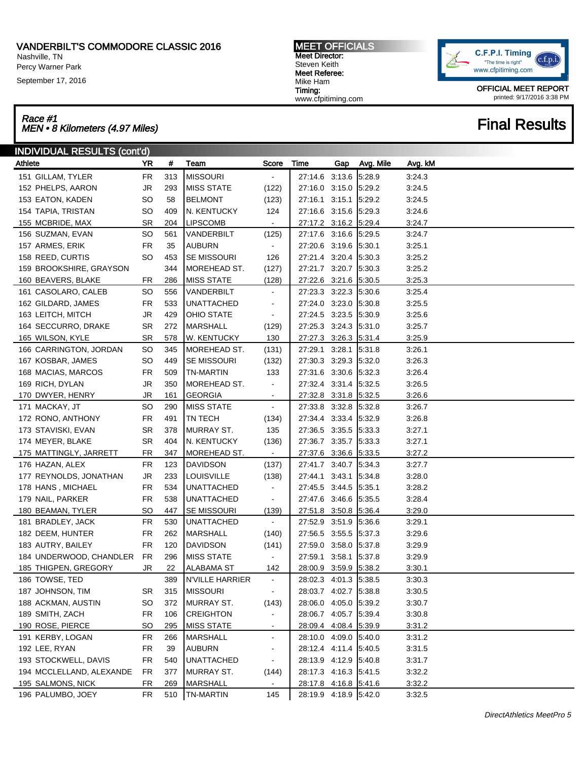# VANDERBILT'S COMMODORE CLASSIC 2016

Nashville, TN
Percy Warner Park
September 17, 2016

**MEET OFFICIALS**
**Meet Director:** Steven Keith
**Meet Referee:** Mike Ham
**Timing:** www.cfpitiming.com

C.F.P.I. Timing "The time is right" www.cfpitiming.com

OFFICIAL MEET REPORT
printed: 9/17/2016 3:38 PM

## *Race #1*
## *MEN • 8 Kilometers (4.97 Miles)*

# Final Results

### INDIVIDUAL RESULTS (cont'd)

| Athlete | YR | # | Team | Score | Time | Gap | Avg. Mile | Avg. kM |
|---|---|---|---|---|---|---|---|---|
| 151 GILLAM, TYLER | FR | 313 | MISSOURI | - | 27:14.6 | 3:13.6 | 5:28.9 | 3:24.3 |
| 152 PHELPS, AARON | JR | 293 | MISS STATE | (122) | 27:16.0 | 3:15.0 | 5:29.2 | 3:24.5 |
| 153 EATON, KADEN | SO | 58 | BELMONT | (123) | 27:16.1 | 3:15.1 | 5:29.2 | 3:24.5 |
| 154 TAPIA, TRISTAN | SO | 409 | N. KENTUCKY | 124 | 27:16.6 | 3:15.6 | 5:29.3 | 3:24.6 |
| 155 MCBRIDE, MAX | SR | 204 | LIPSCOMB | - | 27:17.2 | 3:16.2 | 5:29.4 | 3:24.7 |
| 156 SUZMAN, EVAN | SO | 561 | VANDERBILT | (125) | 27:17.6 | 3:16.6 | 5:29.5 | 3:24.7 |
| 157 ARMES, ERIK | FR | 35 | AUBURN | - | 27:20.6 | 3:19.6 | 5:30.1 | 3:25.1 |
| 158 REED, CURTIS | SO | 453 | SE MISSOURI | 126 | 27:21.4 | 3:20.4 | 5:30.3 | 3:25.2 |
| 159 BROOKSHIRE, GRAYSON | | 344 | MOREHEAD ST. | (127) | 27:21.7 | 3:20.7 | 5:30.3 | 3:25.2 |
| 160 BEAVERS, BLAKE | FR | 286 | MISS STATE | (128) | 27:22.6 | 3:21.6 | 5:30.5 | 3:25.3 |
| 161 CASOLARO, CALEB | SO | 556 | VANDERBILT | - | 27:23.3 | 3:22.3 | 5:30.6 | 3:25.4 |
| 162 GILDARD, JAMES | FR | 533 | UNATTACHED | - | 27:24.0 | 3:23.0 | 5:30.8 | 3:25.5 |
| 163 LEITCH, MITCH | JR | 429 | OHIO STATE | - | 27:24.5 | 3:23.5 | 5:30.9 | 3:25.6 |
| 164 SECCURRO, DRAKE | SR | 272 | MARSHALL | (129) | 27:25.3 | 3:24.3 | 5:31.0 | 3:25.7 |
| 165 WILSON, KYLE | SR | 578 | W. KENTUCKY | 130 | 27:27.3 | 3:26.3 | 5:31.4 | 3:25.9 |
| 166 CARRINGTON, JORDAN | SO | 345 | MOREHEAD ST. | (131) | 27:29.1 | 3:28.1 | 5:31.8 | 3:26.1 |
| 167 KOSBAR, JAMES | SO | 449 | SE MISSOURI | (132) | 27:30.3 | 3:29.3 | 5:32.0 | 3:26.3 |
| 168 MACIAS, MARCOS | FR | 509 | TN-MARTIN | 133 | 27:31.6 | 3:30.6 | 5:32.3 | 3:26.4 |
| 169 RICH, DYLAN | JR | 350 | MOREHEAD ST. | - | 27:32.4 | 3:31.4 | 5:32.5 | 3:26.5 |
| 170 DWYER, HENRY | JR | 161 | GEORGIA | - | 27:32.8 | 3:31.8 | 5:32.5 | 3:26.6 |
| 171 MACKAY, JT | SO | 290 | MISS STATE | - | 27:33.8 | 3:32.8 | 5:32.8 | 3:26.7 |
| 172 RONO, ANTHONY | FR | 491 | TN TECH | (134) | 27:34.4 | 3:33.4 | 5:32.9 | 3:26.8 |
| 173 STAVISKI, EVAN | SR | 378 | MURRAY ST. | 135 | 27:36.5 | 3:35.5 | 5:33.3 | 3:27.1 |
| 174 MEYER, BLAKE | SR | 404 | N. KENTUCKY | (136) | 27:36.7 | 3:35.7 | 5:33.3 | 3:27.1 |
| 175 MATTINGLY, JARRETT | FR | 347 | MOREHEAD ST. | - | 27:37.6 | 3:36.6 | 5:33.5 | 3:27.2 |
| 176 HAZAN, ALEX | FR | 123 | DAVIDSON | (137) | 27:41.7 | 3:40.7 | 5:34.3 | 3:27.7 |
| 177 REYNOLDS, JONATHAN | JR | 233 | LOUISVILLE | (138) | 27:44.1 | 3:43.1 | 5:34.8 | 3:28.0 |
| 178 HANS , MICHAEL | FR | 534 | UNATTACHED | - | 27:45.5 | 3:44.5 | 5:35.1 | 3:28.2 |
| 179 NAIL, PARKER | FR | 538 | UNATTACHED | - | 27:47.6 | 3:46.6 | 5:35.5 | 3:28.4 |
| 180 BEAMAN, TYLER | SO | 447 | SE MISSOURI | (139) | 27:51.8 | 3:50.8 | 5:36.4 | 3:29.0 |
| 181 BRADLEY, JACK | FR | 530 | UNATTACHED | - | 27:52.9 | 3:51.9 | 5:36.6 | 3:29.1 |
| 182 DEEM, HUNTER | FR | 262 | MARSHALL | (140) | 27:56.5 | 3:55.5 | 5:37.3 | 3:29.6 |
| 183 AUTRY, BAILEY | FR | 120 | DAVIDSON | (141) | 27:59.0 | 3:58.0 | 5:37.8 | 3:29.9 |
| 184 UNDERWOOD, CHANDLER | FR | 296 | MISS STATE | - | 27:59.1 | 3:58.1 | 5:37.8 | 3:29.9 |
| 185 THIGPEN, GREGORY | JR | 22 | ALABAMA ST | 142 | 28:00.9 | 3:59.9 | 5:38.2 | 3:30.1 |
| 186 TOWSE, TED | | 389 | N'VILLE HARRIER | - | 28:02.3 | 4:01.3 | 5:38.5 | 3:30.3 |
| 187 JOHNSON, TIM | SR | 315 | MISSOURI | - | 28:03.7 | 4:02.7 | 5:38.8 | 3:30.5 |
| 188 ACKMAN, AUSTIN | SO | 372 | MURRAY ST. | (143) | 28:06.0 | 4:05.0 | 5:39.2 | 3:30.7 |
| 189 SMITH, ZACH | FR | 106 | CREIGHTON | - | 28:06.7 | 4:05.7 | 5:39.4 | 3:30.8 |
| 190 ROSE, PIERCE | SO | 295 | MISS STATE | - | 28:09.4 | 4:08.4 | 5:39.9 | 3:31.2 |
| 191 KERBY, LOGAN | FR | 266 | MARSHALL | - | 28:10.0 | 4:09.0 | 5:40.0 | 3:31.2 |
| 192 LEE, RYAN | FR | 39 | AUBURN | - | 28:12.4 | 4:11.4 | 5:40.5 | 3:31.5 |
| 193 STOCKWELL, DAVIS | FR | 540 | UNATTACHED | - | 28:13.9 | 4:12.9 | 5:40.8 | 3:31.7 |
| 194 MCCLELLAND, ALEXANDE | FR | 377 | MURRAY ST. | (144) | 28:17.3 | 4:16.3 | 5:41.5 | 3:32.2 |
| 195 SALMONS, NICK | FR | 269 | MARSHALL | - | 28:17.8 | 4:16.8 | 5:41.6 | 3:32.2 |
| 196 PALUMBO, JOEY | FR | 510 | TN-MARTIN | 145 | 28:19.9 | 4:18.9 | 5:42.0 | 3:32.5 |

*DirectAthletics MeetPro 5*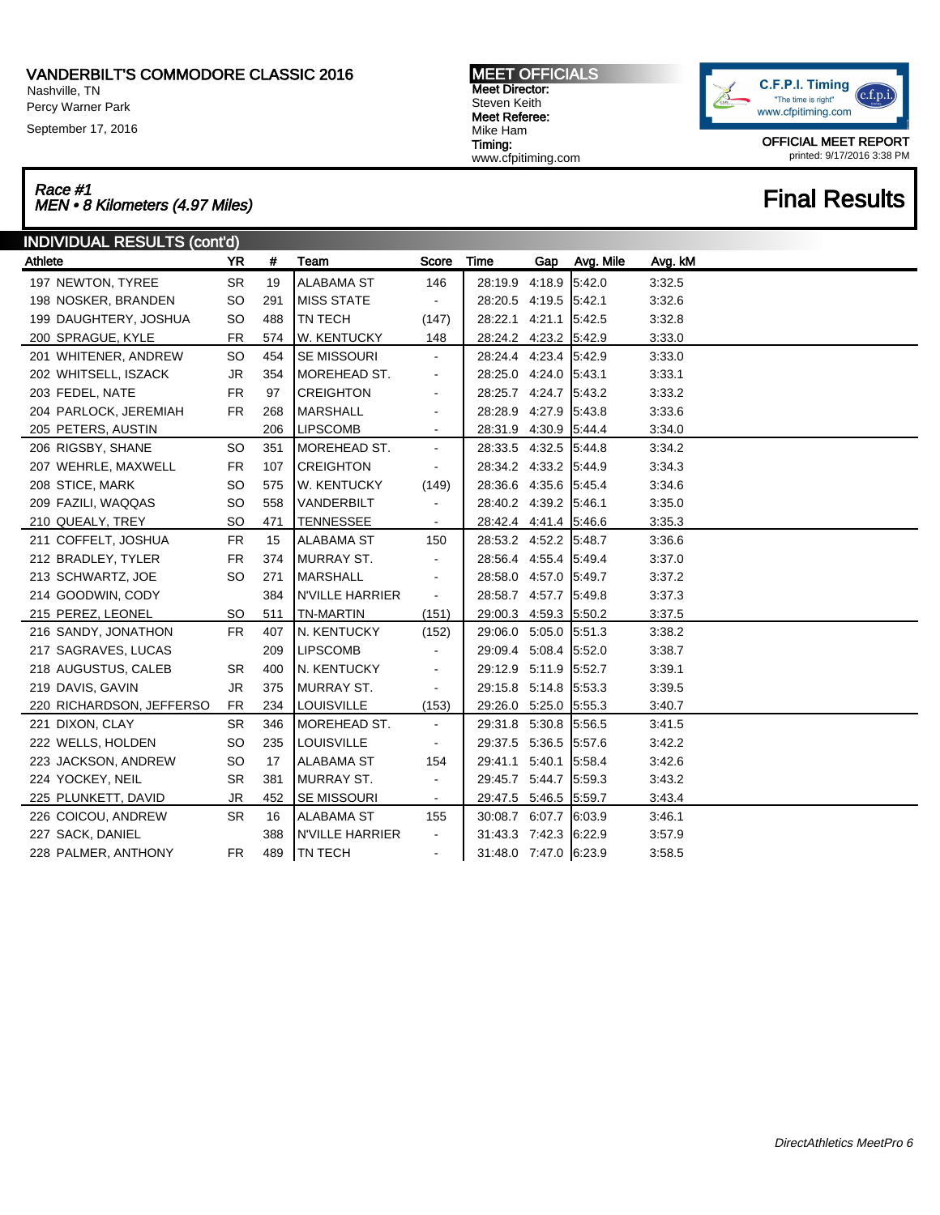VANDERBILT'S COMMODORE CLASSIC 2016
Nashville, TN
Percy Warner Park
September 17, 2016

**MEET OFFICIALS**
**Meet Director:**
Steven Keith
**Meet Referee:**
Mike Ham
**Timing:**
www.cfpitiming.com

C.F.P.I. Timing
"The time is right"
www.cfpitiming.com

OFFICIAL MEET REPORT
printed: 9/17/2016 3:38 PM

## *Race #1*
## *MEN • 8 Kilometers (4.97 Miles)*

# Final Results

### INDIVIDUAL RESULTS (cont'd)

| Athlete | YR | # | Team | Score | Time | Gap | Avg. Mile | Avg. kM |
|---|---|---|---|---|---|---|---|---|
| 197 NEWTON, TYREE | SR | 19 | ALABAMA ST | 146 | 28:19.9 | 4:18.9 | 5:42.0 | 3:32.5 |
| 198 NOSKER, BRANDEN | SO | 291 | MISS STATE | - | 28:20.5 | 4:19.5 | 5:42.1 | 3:32.6 |
| 199 DAUGHTERY, JOSHUA | SO | 488 | TN TECH | (147) | 28:22.1 | 4:21.1 | 5:42.5 | 3:32.8 |
| 200 SPRAGUE, KYLE | FR | 574 | W. KENTUCKY | 148 | 28:24.2 | 4:23.2 | 5:42.9 | 3:33.0 |
| 201 WHITENER, ANDREW | SO | 454 | SE MISSOURI | - | 28:24.4 | 4:23.4 | 5:42.9 | 3:33.0 |
| 202 WHITSELL, ISZACK | JR | 354 | MOREHEAD ST. | - | 28:25.0 | 4:24.0 | 5:43.1 | 3:33.1 |
| 203 FEDEL, NATE | FR | 97 | CREIGHTON | - | 28:25.7 | 4:24.7 | 5:43.2 | 3:33.2 |
| 204 PARLOCK, JEREMIAH | FR | 268 | MARSHALL | - | 28:28.9 | 4:27.9 | 5:43.8 | 3:33.6 |
| 205 PETERS, AUSTIN | | 206 | LIPSCOMB | - | 28:31.9 | 4:30.9 | 5:44.4 | 3:34.0 |
| 206 RIGSBY, SHANE | SO | 351 | MOREHEAD ST. | - | 28:33.5 | 4:32.5 | 5:44.8 | 3:34.2 |
| 207 WEHRLE, MAXWELL | FR | 107 | CREIGHTON | - | 28:34.2 | 4:33.2 | 5:44.9 | 3:34.3 |
| 208 STICE, MARK | SO | 575 | W. KENTUCKY | (149) | 28:36.6 | 4:35.6 | 5:45.4 | 3:34.6 |
| 209 FAZILI, WAQQAS | SO | 558 | VANDERBILT | - | 28:40.2 | 4:39.2 | 5:46.1 | 3:35.0 |
| 210 QUEALY, TREY | SO | 471 | TENNESSEE | - | 28:42.4 | 4:41.4 | 5:46.6 | 3:35.3 |
| 211 COFFELT, JOSHUA | FR | 15 | ALABAMA ST | 150 | 28:53.2 | 4:52.2 | 5:48.7 | 3:36.6 |
| 212 BRADLEY, TYLER | FR | 374 | MURRAY ST. | - | 28:56.4 | 4:55.4 | 5:49.4 | 3:37.0 |
| 213 SCHWARTZ, JOE | SO | 271 | MARSHALL | - | 28:58.0 | 4:57.0 | 5:49.7 | 3:37.2 |
| 214 GOODWIN, CODY | | 384 | N'VILLE HARRIER | - | 28:58.7 | 4:57.7 | 5:49.8 | 3:37.3 |
| 215 PEREZ, LEONEL | SO | 511 | TN-MARTIN | (151) | 29:00.3 | 4:59.3 | 5:50.2 | 3:37.5 |
| 216 SANDY, JONATHON | FR | 407 | N. KENTUCKY | (152) | 29:06.0 | 5:05.0 | 5:51.3 | 3:38.2 |
| 217 SAGRAVES, LUCAS | | 209 | LIPSCOMB | - | 29:09.4 | 5:08.4 | 5:52.0 | 3:38.7 |
| 218 AUGUSTUS, CALEB | SR | 400 | N. KENTUCKY | - | 29:12.9 | 5:11.9 | 5:52.7 | 3:39.1 |
| 219 DAVIS, GAVIN | JR | 375 | MURRAY ST. | - | 29:15.8 | 5:14.8 | 5:53.3 | 3:39.5 |
| 220 RICHARDSON, JEFFERSO | FR | 234 | LOUISVILLE | (153) | 29:26.0 | 5:25.0 | 5:55.3 | 3:40.7 |
| 221 DIXON, CLAY | SR | 346 | MOREHEAD ST. | - | 29:31.8 | 5:30.8 | 5:56.5 | 3:41.5 |
| 222 WELLS, HOLDEN | SO | 235 | LOUISVILLE | - | 29:37.5 | 5:36.5 | 5:57.6 | 3:42.2 |
| 223 JACKSON, ANDREW | SO | 17 | ALABAMA ST | 154 | 29:41.1 | 5:40.1 | 5:58.4 | 3:42.6 |
| 224 YOCKEY, NEIL | SR | 381 | MURRAY ST. | - | 29:45.7 | 5:44.7 | 5:59.3 | 3:43.2 |
| 225 PLUNKETT, DAVID | JR | 452 | SE MISSOURI | - | 29:47.5 | 5:46.5 | 5:59.7 | 3:43.4 |
| 226 COICOU, ANDREW | SR | 16 | ALABAMA ST | 155 | 30:08.7 | 6:07.7 | 6:03.9 | 3:46.1 |
| 227 SACK, DANIEL | | 388 | N'VILLE HARRIER | - | 31:43.3 | 7:42.3 | 6:22.9 | 3:57.9 |
| 228 PALMER, ANTHONY | FR | 489 | TN TECH | - | 31:48.0 | 7:47.0 | 6:23.9 | 3:58.5 |

*DirectAthletics MeetPro 6*